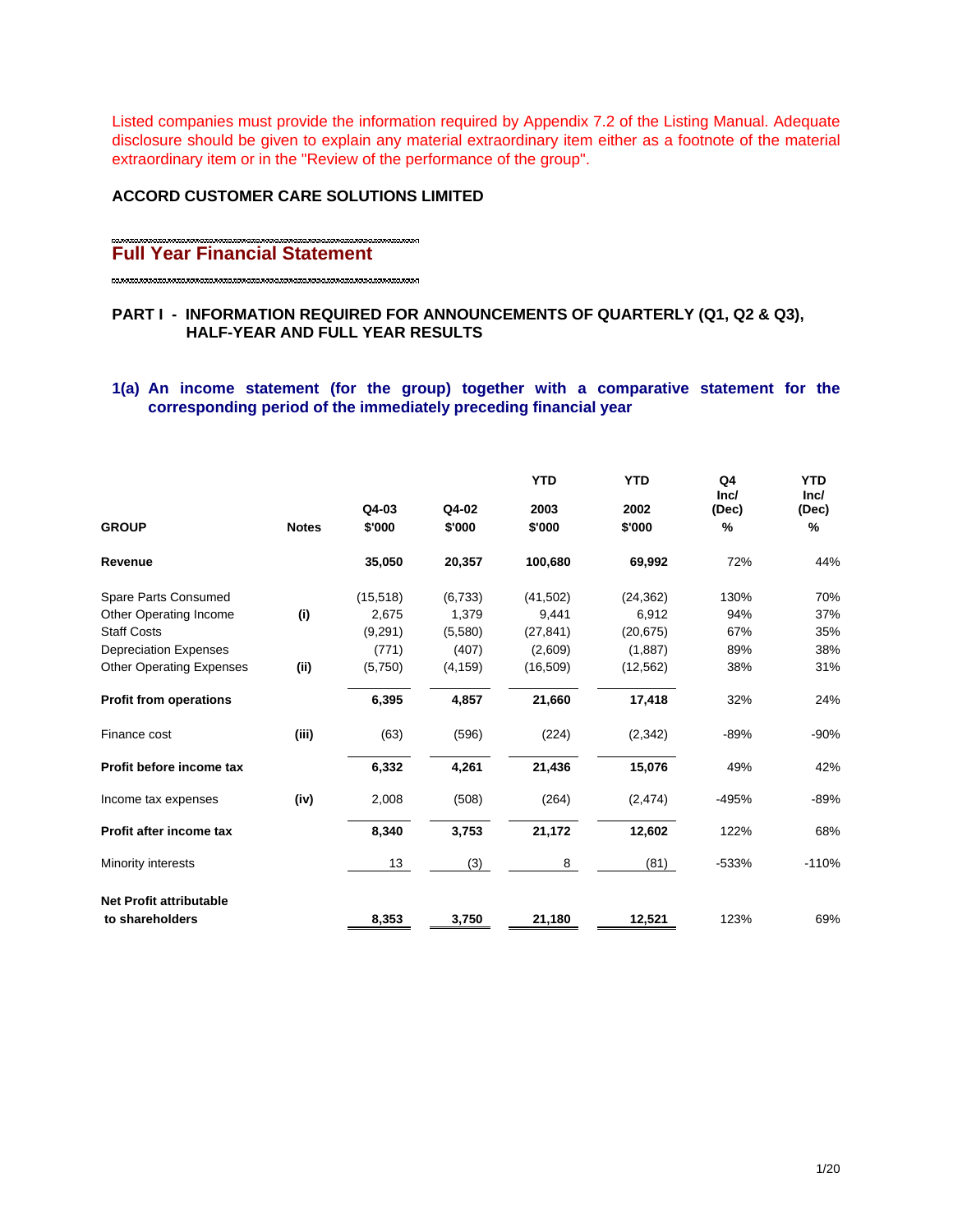Listed companies must provide the information required by Appendix 7.2 of the Listing Manual. Adequate disclosure should be given to explain any material extraordinary item either as a footnote of the material extraordinary item or in the "Review of the performance of the group".

**ACCORD CUSTOMER CARE SOLUTIONS LIMITED**

## Full Year Financial Statement

### PART I - INFORMATION REQUIRED FOR ANNOUNCEMENTS OF QUARTERLY (Q1, Q2 & Q3), HALF-YEAR AND FULL YEAR RESULTS

### 1(a) An income statement (for the group) together with a comparative statement for the corresponding period of the immediately preceding financial year

| GROUP | Notes | Q4-03 $'000 | Q4-02 $'000 | YTD 2003 $'000 | YTD 2002 $'000 | Q4 Inc/ (Dec) % | YTD Inc/ (Dec) % |
|---|---|---|---|---|---|---|---|
| **Revenue** | | **35,050** | **20,357** | **100,680** | **69,992** | 72% | 44% |
| Spare Parts Consumed | | (15,518) | (6,733) | (41,502) | (24,362) | 130% | 70% |
| Other Operating Income | **(i)** | 2,675 | 1,379 | 9,441 | 6,912 | 94% | 37% |
| Staff Costs | | (9,291) | (5,580) | (27,841) | (20,675) | 67% | 35% |
| Depreciation Expenses | | (771) | (407) | (2,609) | (1,887) | 89% | 38% |
| Other Operating Expenses | **(ii)** | (5,750) | (4,159) | (16,509) | (12,562) | 38% | 31% |
| **Profit from operations** | | **6,395** | **4,857** | **21,660** | **17,418** | 32% | 24% |
| Finance cost | **(iii)** | (63) | (596) | (224) | (2,342) | -89% | -90% |
| **Profit before income tax** | | **6,332** | **4,261** | **21,436** | **15,076** | 49% | 42% |
| Income tax expenses | **(iv)** | 2,008 | (508) | (264) | (2,474) | -495% | -89% |
| **Profit after income tax** | | **8,340** | **3,753** | **21,172** | **12,602** | 122% | 68% |
| Minority interests | | 13 | (3) | 8 | (81) | -533% | -110% |
| **Net Profit attributable to shareholders** | | **8,353** | **3,750** | **21,180** | **12,521** | 123% | 69% |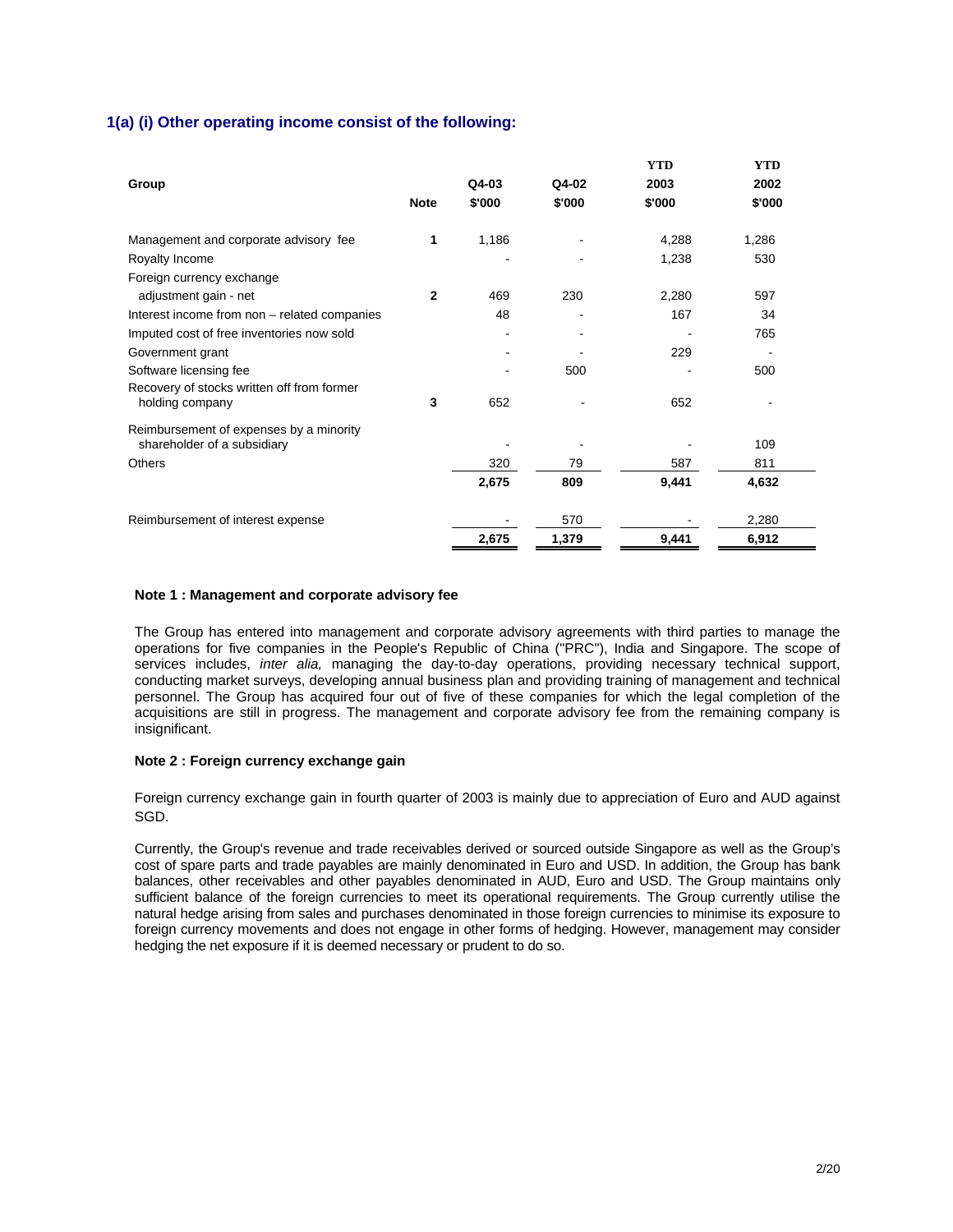## 1(a) (i) Other operating income consist of the following:

| Group | Note | Q4-03 $'000 | Q4-02 $'000 | YTD 2003 $'000 | YTD 2002 $'000 |
|---|---|---|---|---|---|
| Management and corporate advisory fee | 1 | 1,186 | - | 4,288 | 1,286 |
| Royalty Income | | - | - | 1,238 | 530 |
| Foreign currency exchange adjustment gain - net | 2 | 469 | 230 | 2,280 | 597 |
| Interest income from non – related companies | | 48 | - | 167 | 34 |
| Imputed cost of free inventories now sold | | - | - | - | 765 |
| Government grant | | - | - | 229 | - |
| Software licensing fee | | - | 500 | - | 500 |
| Recovery of stocks written off from former holding company | 3 | 652 | - | 652 | - |
| Reimbursement of expenses by a minority shareholder of a subsidiary | | - | - | - | 109 |
| Others | | 320 | 79 | 587 | 811 |
| | | **2,675** | **809** | **9,441** | **4,632** |
| Reimbursement of interest expense | | - | 570 | - | 2,280 |
| | | **2,675** | **1,379** | **9,441** | **6,912** |

**Note 1 : Management and corporate advisory fee**

The Group has entered into management and corporate advisory agreements with third parties to manage the operations for five companies in the People's Republic of China ("PRC"), India and Singapore. The scope of services includes, *inter alia,* managing the day-to-day operations, providing necessary technical support, conducting market surveys, developing annual business plan and providing training of management and technical personnel. The Group has acquired four out of five of these companies for which the legal completion of the acquisitions are still in progress. The management and corporate advisory fee from the remaining company is insignificant.

**Note 2 : Foreign currency exchange gain**

Foreign currency exchange gain in fourth quarter of 2003 is mainly due to appreciation of Euro and AUD against SGD.

Currently, the Group's revenue and trade receivables derived or sourced outside Singapore as well as the Group's cost of spare parts and trade payables are mainly denominated in Euro and USD. In addition, the Group has bank balances, other receivables and other payables denominated in AUD, Euro and USD. The Group maintains only sufficient balance of the foreign currencies to meet its operational requirements. The Group currently utilise the natural hedge arising from sales and purchases denominated in those foreign currencies to minimise its exposure to foreign currency movements and does not engage in other forms of hedging. However, management may consider hedging the net exposure if it is deemed necessary or prudent to do so.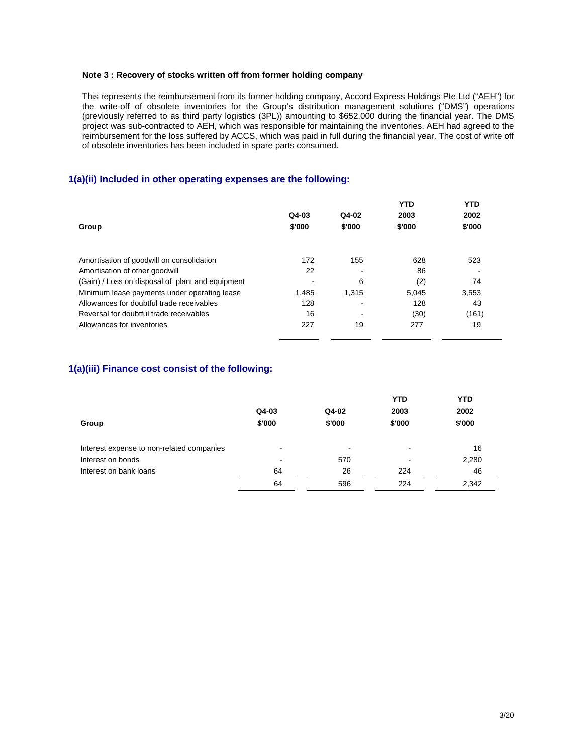**Note 3 : Recovery of stocks written off from former holding company**

This represents the reimbursement from its former holding company, Accord Express Holdings Pte Ltd ("AEH") for the write-off of obsolete inventories for the Group's distribution management solutions ("DMS") operations (previously referred to as third party logistics (3PL)) amounting to $652,000 during the financial year. The DMS project was sub-contracted to AEH, which was responsible for maintaining the inventories. AEH had agreed to the reimbursement for the loss suffered by ACCS, which was paid in full during the financial year. The cost of write off of obsolete inventories has been included in spare parts consumed.

## 1(a)(ii) Included in other operating expenses are the following:

| Group | Q4-03<br>$'000 | Q4-02<br>$'000 | YTD<br>2003<br>$'000 | YTD<br>2002<br>$'000 |
|---|---|---|---|---|
| Amortisation of goodwill on consolidation | 172 | 155 | 628 | 523 |
| Amortisation of other goodwill | 22 | - | 86 | - |
| (Gain) / Loss on disposal of plant and equipment | - | 6 | (2) | 74 |
| Minimum lease payments under operating lease | 1,485 | 1,315 | 5,045 | 3,553 |
| Allowances for doubtful trade receivables | 128 | - | 128 | 43 |
| Reversal for doubtful trade receivables | 16 | - | (30) | (161) |
| Allowances for inventories | 227 | 19 | 277 | 19 |

## 1(a)(iii) Finance cost consist of the following:

| Group | Q4-03<br>$'000 | Q4-02<br>$'000 | YTD<br>2003<br>$'000 | YTD<br>2002<br>$'000 |
|---|---|---|---|---|
| Interest expense to non-related companies | - | - | - | 16 |
| Interest on bonds | - | 570 | - | 2,280 |
| Interest on bank loans | 64 | 26 | 224 | 46 |
| | 64 | 596 | 224 | 2,342 |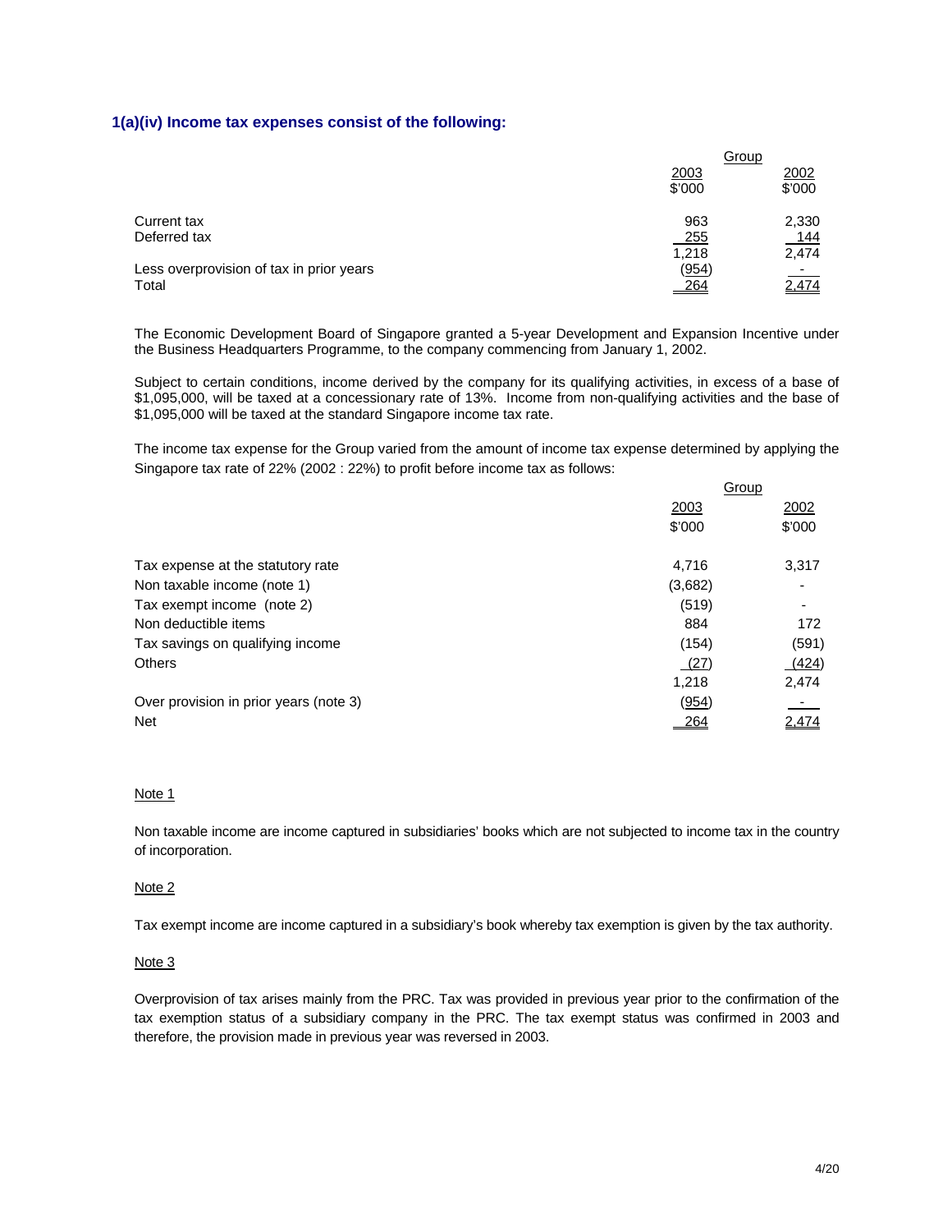### 1(a)(iv) Income tax expenses consist of the following:

| | Group | |
|---|---|---|
| | 2003 | 2002 |
| | $'000 | $'000 |
| Current tax | 963 | 2,330 |
| Deferred tax | 255 | 144 |
| | 1,218 | 2,474 |
| Less overprovision of tax in prior years | (954) | - |
| Total | 264 | 2,474 |

The Economic Development Board of Singapore granted a 5-year Development and Expansion Incentive under the Business Headquarters Programme, to the company commencing from January 1, 2002.

Subject to certain conditions, income derived by the company for its qualifying activities, in excess of a base of $1,095,000, will be taxed at a concessionary rate of 13%. Income from non-qualifying activities and the base of $1,095,000 will be taxed at the standard Singapore income tax rate.

The income tax expense for the Group varied from the amount of income tax expense determined by applying the Singapore tax rate of 22% (2002 : 22%) to profit before income tax as follows:

| | Group | |
|---|---|---|
| | 2003 | 2002 |
| | $'000 | $'000 |
| Tax expense at the statutory rate | 4,716 | 3,317 |
| Non taxable income (note 1) | (3,682) | - |
| Tax exempt income (note 2) | (519) | - |
| Non deductible items | 884 | 172 |
| Tax savings on qualifying income | (154) | (591) |
| Others | (27) | (424) |
| | 1,218 | 2,474 |
| Over provision in prior years (note 3) | (954) | - |
| Net | 264 | 2,474 |

Note 1

Non taxable income are income captured in subsidiaries' books which are not subjected to income tax in the country of incorporation.

Note 2

Tax exempt income are income captured in a subsidiary's book whereby tax exemption is given by the tax authority.

Note 3

Overprovision of tax arises mainly from the PRC. Tax was provided in previous year prior to the confirmation of the tax exemption status of a subsidiary company in the PRC. The tax exempt status was confirmed in 2003 and therefore, the provision made in previous year was reversed in 2003.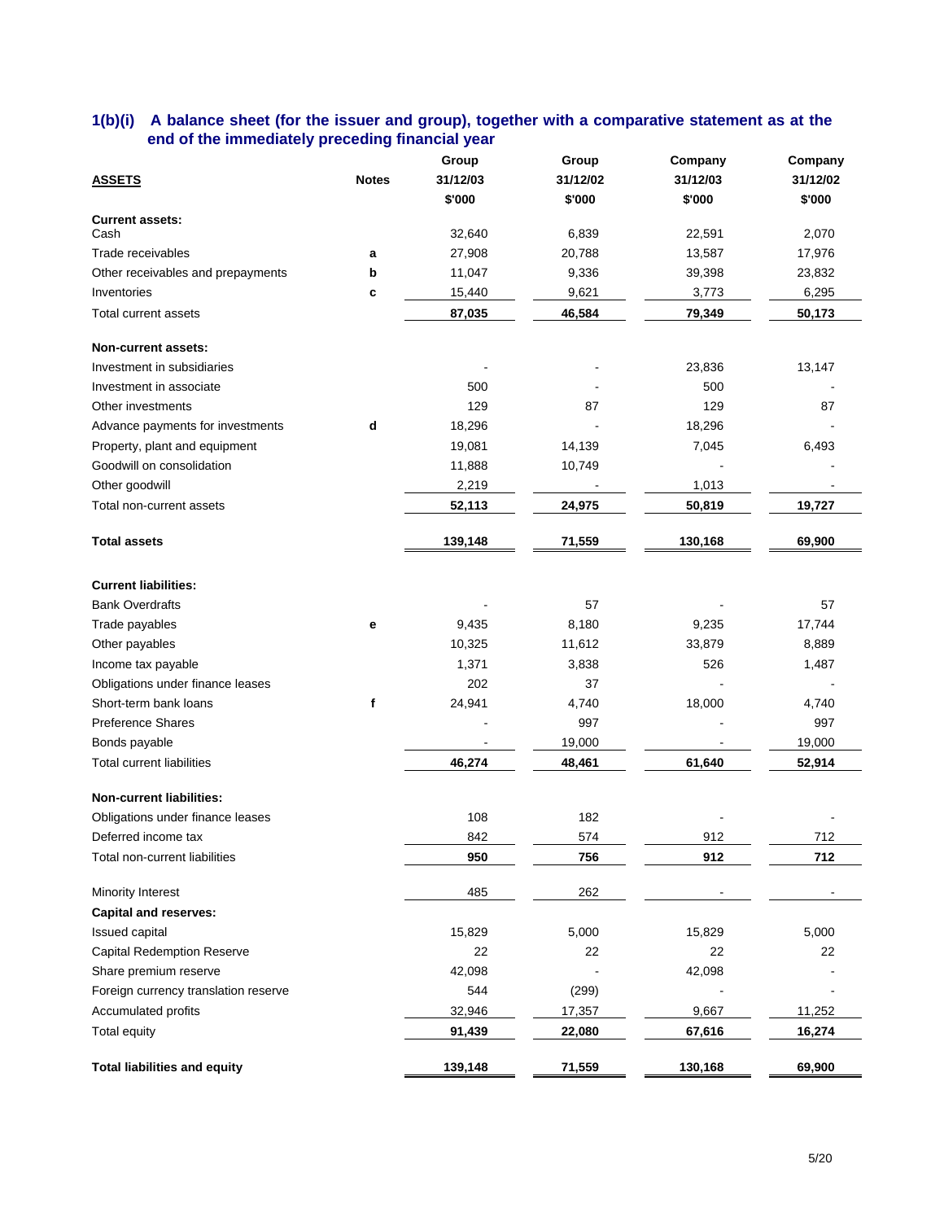## 1(b)(i) A balance sheet (for the issuer and group), together with a comparative statement as at the end of the immediately preceding financial year

| ASSETS | Notes | Group 31/12/03 $'000 | Group 31/12/02 $'000 | Company 31/12/03 $'000 | Company 31/12/02 $'000 |
|---|---|---|---|---|---|
| **Current assets:** | | | | | |
| Cash | | 32,640 | 6,839 | 22,591 | 2,070 |
| Trade receivables | a | 27,908 | 20,788 | 13,587 | 17,976 |
| Other receivables and prepayments | b | 11,047 | 9,336 | 39,398 | 23,832 |
| Inventories | c | 15,440 | 9,621 | 3,773 | 6,295 |
| Total current assets | | **87,035** | **46,584** | **79,349** | **50,173** |
| **Non-current assets:** | | | | | |
| Investment in subsidiaries | | - | - | 23,836 | 13,147 |
| Investment in associate | | 500 | - | 500 | - |
| Other investments | | 129 | 87 | 129 | 87 |
| Advance payments for investments | d | 18,296 | - | 18,296 | - |
| Property, plant and equipment | | 19,081 | 14,139 | 7,045 | 6,493 |
| Goodwill on consolidation | | 11,888 | 10,749 | - | - |
| Other goodwill | | 2,219 | - | 1,013 | - |
| Total non-current assets | | **52,113** | **24,975** | **50,819** | **19,727** |
| **Total assets** | | **139,148** | **71,559** | **130,168** | **69,900** |
| **Current liabilities:** | | | | | |
| Bank Overdrafts | | - | 57 | - | 57 |
| Trade payables | e | 9,435 | 8,180 | 9,235 | 17,744 |
| Other payables | | 10,325 | 11,612 | 33,879 | 8,889 |
| Income tax payable | | 1,371 | 3,838 | 526 | 1,487 |
| Obligations under finance leases | | 202 | 37 | - | - |
| Short-term bank loans | f | 24,941 | 4,740 | 18,000 | 4,740 |
| Preference Shares | | - | 997 | - | 997 |
| Bonds payable | | - | 19,000 | - | 19,000 |
| Total current liabilities | | **46,274** | **48,461** | **61,640** | **52,914** |
| **Non-current liabilities:** | | | | | |
| Obligations under finance leases | | 108 | 182 | - | - |
| Deferred income tax | | 842 | 574 | 912 | 712 |
| Total non-current liabilities | | **950** | **756** | **912** | **712** |
| Minority Interest | | 485 | 262 | - | - |
| **Capital and reserves:** | | | | | |
| Issued capital | | 15,829 | 5,000 | 15,829 | 5,000 |
| Capital Redemption Reserve | | 22 | 22 | 22 | 22 |
| Share premium reserve | | 42,098 | - | 42,098 | - |
| Foreign currency translation reserve | | 544 | (299) | - | - |
| Accumulated profits | | 32,946 | 17,357 | 9,667 | 11,252 |
| Total equity | | **91,439** | **22,080** | **67,616** | **16,274** |
| **Total liabilities and equity** | | **139,148** | **71,559** | **130,168** | **69,900** |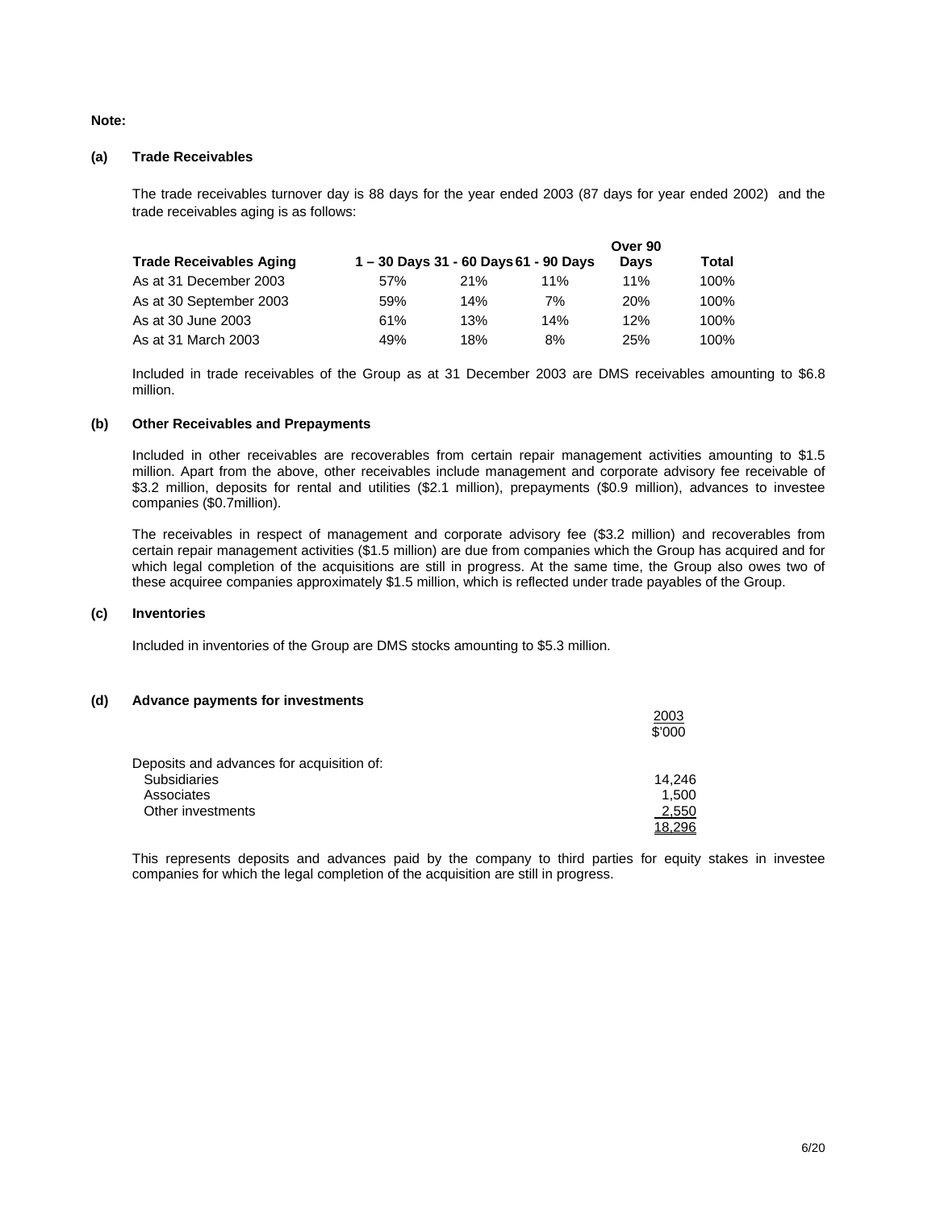**Note:**

**(a) Trade Receivables**

The trade receivables turnover day is 88 days for the year ended 2003 (87 days for year ended 2002) and the trade receivables aging is as follows:

| Trade Receivables Aging | 1 – 30 Days | 31 - 60 Days | 61 - 90 Days | Over 90 Days | Total |
|---|---|---|---|---|---|
| As at 31 December 2003 | 57% | 21% | 11% | 11% | 100% |
| As at 30 September 2003 | 59% | 14% | 7% | 20% | 100% |
| As at 30 June 2003 | 61% | 13% | 14% | 12% | 100% |
| As at 31 March 2003 | 49% | 18% | 8% | 25% | 100% |

Included in trade receivables of the Group as at 31 December 2003 are DMS receivables amounting to $6.8 million.

**(b) Other Receivables and Prepayments**

Included in other receivables are recoverables from certain repair management activities amounting to $1.5 million. Apart from the above, other receivables include management and corporate advisory fee receivable of $3.2 million, deposits for rental and utilities ($2.1 million), prepayments ($0.9 million), advances to investee companies ($0.7million).

The receivables in respect of management and corporate advisory fee ($3.2 million) and recoverables from certain repair management activities ($1.5 million) are due from companies which the Group has acquired and for which legal completion of the acquisitions are still in progress. At the same time, the Group also owes two of these acquiree companies approximately $1.5 million, which is reflected under trade payables of the Group.

**(c) Inventories**

Included in inventories of the Group are DMS stocks amounting to $5.3 million.

**(d) Advance payments for investments**

| | 2003 |
|---|---|
| | $'000 |
| Deposits and advances for acquisition of: | |
| Subsidiaries | 14,246 |
| Associates | 1,500 |
| Other investments | 2,550 |
| | 18,296 |

This represents deposits and advances paid by the company to third parties for equity stakes in investee companies for which the legal completion of the acquisition are still in progress.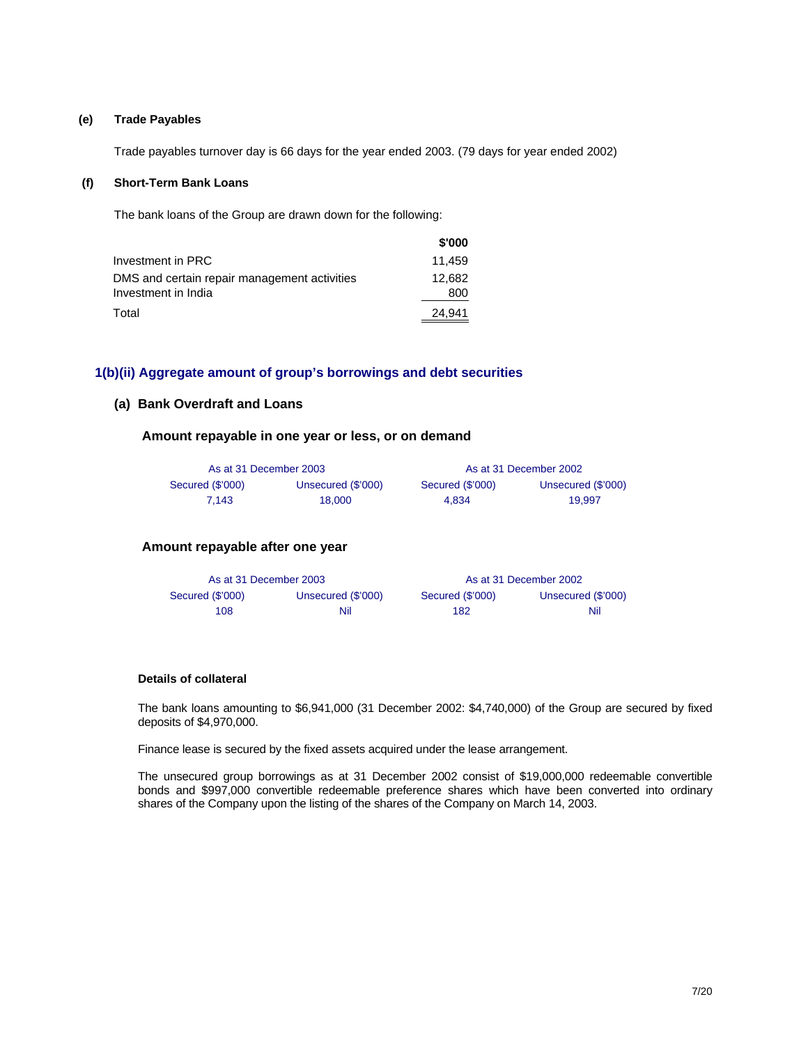**(e) Trade Payables**

Trade payables turnover day is 66 days for the year ended 2003. (79 days for year ended 2002)

**(f) Short-Term Bank Loans**

The bank loans of the Group are drawn down for the following:

| | $'000 |
|---|---|
| Investment in PRC | 11,459 |
| DMS and certain repair management activities | 12,682 |
| Investment in India | 800 |
| Total | 24,941 |

## 1(b)(ii) Aggregate amount of group's borrowings and debt securities

### (a) Bank Overdraft and Loans

#### Amount repayable in one year or less, or on demand

| As at 31 December 2003 | | As at 31 December 2002 | |
|---|---|---|---|
| Secured ($'000) | Unsecured ($'000) | Secured ($'000) | Unsecured ($'000) |
| 7,143 | 18,000 | 4,834 | 19,997 |

#### Amount repayable after one year

| As at 31 December 2003 | | As at 31 December 2002 | |
|---|---|---|---|
| Secured ($'000) | Unsecured ($'000) | Secured ($'000) | Unsecured ($'000) |
| 108 | Nil | 182 | Nil |

**Details of collateral**

The bank loans amounting to $6,941,000 (31 December 2002: $4,740,000) of the Group are secured by fixed deposits of $4,970,000.

Finance lease is secured by the fixed assets acquired under the lease arrangement.

The unsecured group borrowings as at 31 December 2002 consist of $19,000,000 redeemable convertible bonds and $997,000 convertible redeemable preference shares which have been converted into ordinary shares of the Company upon the listing of the shares of the Company on March 14, 2003.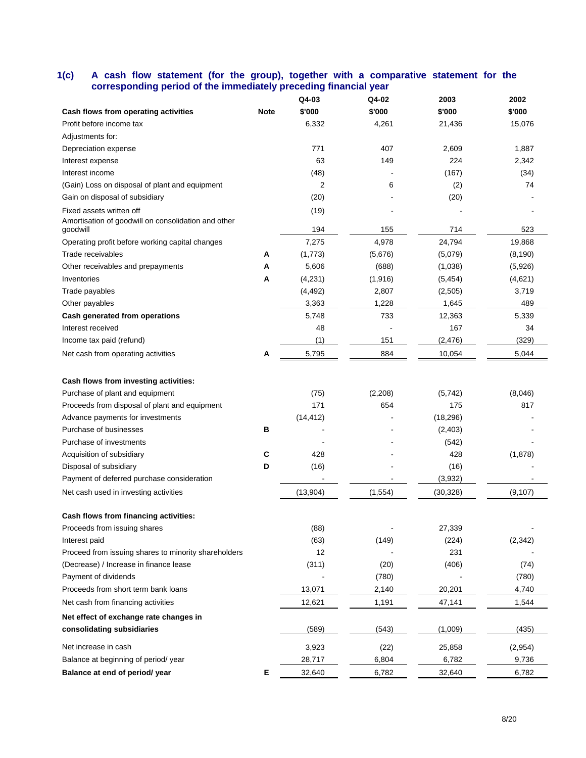## 1(c) A cash flow statement (for the group), together with a comparative statement for the corresponding period of the immediately preceding financial year

| | Note | Q4-03 | Q4-02 | 2003 | 2002 |
|---|---|---|---|---|---|
| **Cash flows from operating activities** | | $'000 | $'000 | $'000 | $'000 |
| Profit before income tax | | 6,332 | 4,261 | 21,436 | 15,076 |
| Adjustments for: | | | | | |
| Depreciation expense | | 771 | 407 | 2,609 | 1,887 |
| Interest expense | | 63 | 149 | 224 | 2,342 |
| Interest income | | (48) | - | (167) | (34) |
| (Gain) Loss on disposal of plant and equipment | | 2 | 6 | (2) | 74 |
| Gain on disposal of subsidiary | | (20) | - | (20) | - |
| Fixed assets written off | | (19) | - | - | - |
| Amortisation of goodwill on consolidation and other goodwill | | 194 | 155 | 714 | 523 |
| Operating profit before working capital changes | | 7,275 | 4,978 | 24,794 | 19,868 |
| Trade receivables | A | (1,773) | (5,676) | (5,079) | (8,190) |
| Other receivables and prepayments | A | 5,606 | (688) | (1,038) | (5,926) |
| Inventories | A | (4,231) | (1,916) | (5,454) | (4,621) |
| Trade payables | | (4,492) | 2,807 | (2,505) | 3,719 |
| Other payables | | 3,363 | 1,228 | 1,645 | 489 |
| **Cash generated from operations** | | 5,748 | 733 | 12,363 | 5,339 |
| Interest received | | 48 | - | 167 | 34 |
| Income tax paid (refund) | | (1) | 151 | (2,476) | (329) |
| Net cash from operating activities | A | 5,795 | 884 | 10,054 | 5,044 |
| | | | | | |
| **Cash flows from investing activities:** | | | | | |
| Purchase of plant and equipment | | (75) | (2,208) | (5,742) | (8,046) |
| Proceeds from disposal of plant and equipment | | 171 | 654 | 175 | 817 |
| Advance payments for investments | | (14,412) | - | (18,296) | - |
| Purchase of businesses | B | - | - | (2,403) | - |
| Purchase of investments | | - | - | (542) | - |
| Acquisition of subsidiary | C | 428 | - | 428 | (1,878) |
| Disposal of subsidiary | D | (16) | - | (16) | - |
| Payment of deferred purchase consideration | | - | - | (3,932) | - |
| Net cash used in investing activities | | (13,904) | (1,554) | (30,328) | (9,107) |
| | | | | | |
| **Cash flows from financing activities:** | | | | | |
| Proceeds from issuing shares | | (88) | - | 27,339 | - |
| Interest paid | | (63) | (149) | (224) | (2,342) |
| Proceed from issuing shares to minority shareholders | | 12 | - | 231 | - |
| (Decrease) / Increase in finance lease | | (311) | (20) | (406) | (74) |
| Payment of dividends | | - | (780) | - | (780) |
| Proceeds from short term bank loans | | 13,071 | 2,140 | 20,201 | 4,740 |
| Net cash from financing activities | | 12,621 | 1,191 | 47,141 | 1,544 |
| **Net effect of exchange rate changes in consolidating subsidiaries** | | (589) | (543) | (1,009) | (435) |
| Net increase in cash | | 3,923 | (22) | 25,858 | (2,954) |
| Balance at beginning of period/ year | | 28,717 | 6,804 | 6,782 | 9,736 |
| **Balance at end of period/ year** | E | 32,640 | 6,782 | 32,640 | 6,782 |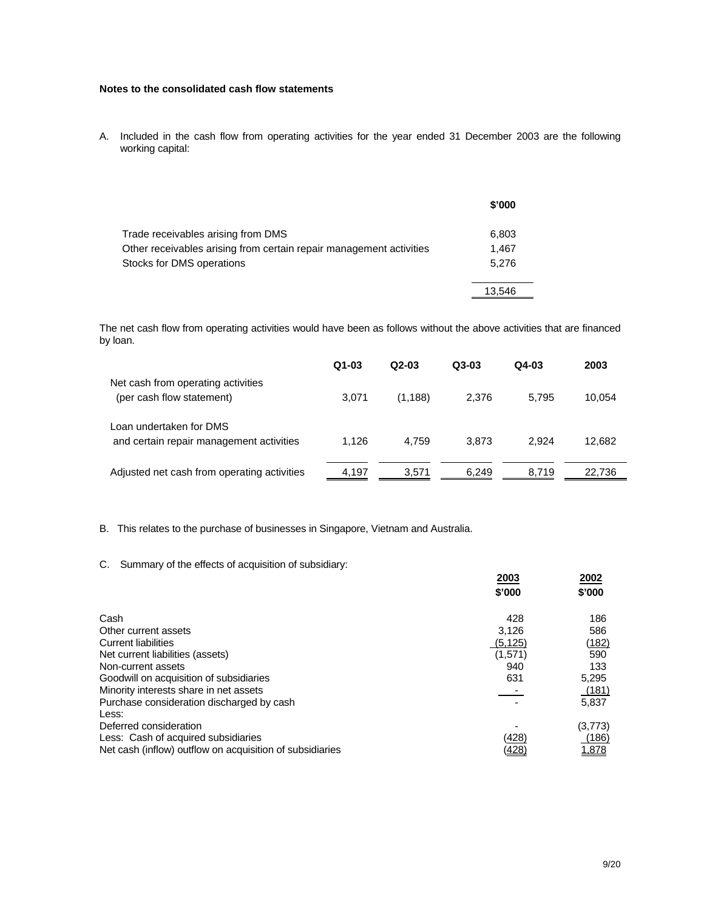**Notes to the consolidated cash flow statements**

A. Included in the cash flow from operating activities for the year ended 31 December 2003 are the following working capital:

| | $'000 |
|---|---|
| Trade receivables arising from DMS | 6,803 |
| Other receivables arising from certain repair management activities | 1,467 |
| Stocks for DMS operations | 5,276 |
| | 13,546 |

The net cash flow from operating activities would have been as follows without the above activities that are financed by loan.

| | Q1-03 | Q2-03 | Q3-03 | Q4-03 | 2003 |
|---|---|---|---|---|---|
| Net cash from operating activities (per cash flow statement) | 3,071 | (1,188) | 2,376 | 5,795 | 10,054 |
| Loan undertaken for DMS and certain repair management activities | 1,126 | 4,759 | 3,873 | 2,924 | 12,682 |
| Adjusted net cash from operating activities | 4,197 | 3,571 | 6,249 | 8,719 | 22,736 |

B. This relates to the purchase of businesses in Singapore, Vietnam and Australia.

C. Summary of the effects of acquisition of subsidiary:

| | 2003<br>$'000 | 2002<br>$'000 |
|---|---|---|
| Cash | 428 | 186 |
| Other current assets | 3,126 | 586 |
| Current liabilities | (5,125) | (182) |
| Net current liabilities (assets) | (1,571) | 590 |
| Non-current assets | 940 | 133 |
| Goodwill on acquisition of subsidiaries | 631 | 5,295 |
| Minority interests share in net assets | - | (181) |
| Purchase consideration discharged by cash | - | 5,837 |
| Less: | | |
| Deferred consideration | - | (3,773) |
| Less: Cash of acquired subsidiaries | (428) | (186) |
| Net cash (inflow) outflow on acquisition of subsidiaries | (428) | 1,878 |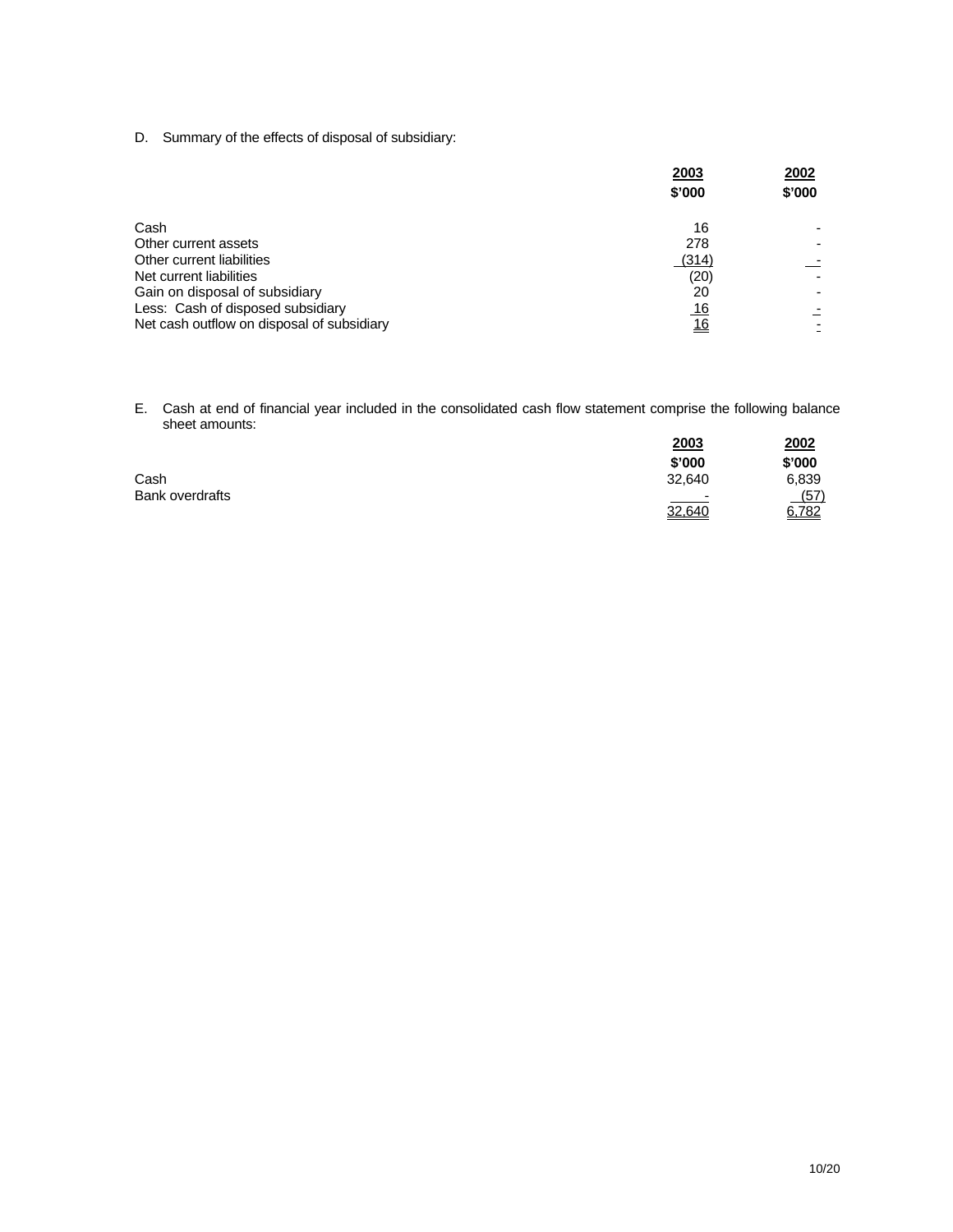D. Summary of the effects of disposal of subsidiary:

| | 2003 | 2002 |
|---|---|---|
| | $'000 | $'000 |
| Cash | 16 | - |
| Other current assets | 278 | - |
| Other current liabilities | (314) | - |
| Net current liabilities | (20) | - |
| Gain on disposal of subsidiary | 20 | - |
| Less: Cash of disposed subsidiary | 16 | - |
| Net cash outflow on disposal of subsidiary | 16 | - |

E. Cash at end of financial year included in the consolidated cash flow statement comprise the following balance sheet amounts:

| | 2003 | 2002 |
|---|---|---|
| | $'000 | $'000 |
| Cash | 32,640 | 6,839 |
| Bank overdrafts | - | (57) |
| | 32,640 | 6,782 |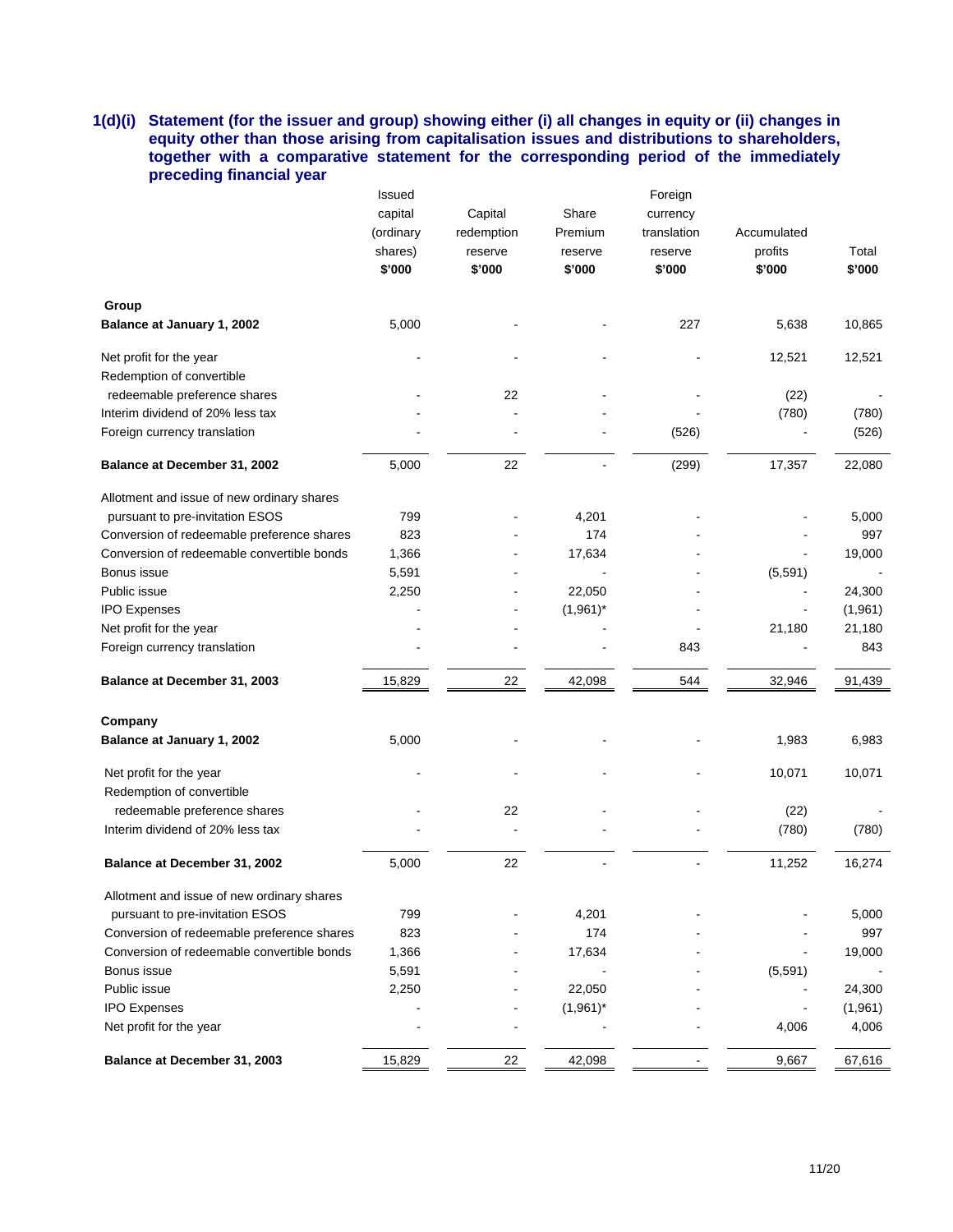**1(d)(i) Statement (for the issuer and group) showing either (i) all changes in equity or (ii) changes in equity other than those arising from capitalisation issues and distributions to shareholders, together with a comparative statement for the corresponding period of the immediately preceding financial year**

| | Issued capital (ordinary shares) $'000 | Capital redemption reserve $'000 | Share Premium reserve $'000 | Foreign currency translation reserve $'000 | Accumulated profits $'000 | Total $'000 |
|---|---|---|---|---|---|---|
| **Group** | | | | | | |
| **Balance at January 1, 2002** | 5,000 | - | - | 227 | 5,638 | 10,865 |
| Net profit for the year | - | - | - | - | 12,521 | 12,521 |
| Redemption of convertible redeemable preference shares | - | 22 | - | - | (22) | - |
| Interim dividend of 20% less tax | - | - | - | - | (780) | (780) |
| Foreign currency translation | - | - | - | (526) | - | (526) |
| **Balance at December 31, 2002** | 5,000 | 22 | - | (299) | 17,357 | 22,080 |
| Allotment and issue of new ordinary shares pursuant to pre-invitation ESOS | 799 | - | 4,201 | - | - | 5,000 |
| Conversion of redeemable preference shares | 823 | - | 174 | - | - | 997 |
| Conversion of redeemable convertible bonds | 1,366 | - | 17,634 | - | - | 19,000 |
| Bonus issue | 5,591 | - | - | - | (5,591) | - |
| Public issue | 2,250 | - | 22,050 | - | - | 24,300 |
| IPO Expenses | - | - | (1,961)* | - | - | (1,961) |
| Net profit for the year | - | - | - | - | 21,180 | 21,180 |
| Foreign currency translation | - | - | - | 843 | - | 843 |
| **Balance at December 31, 2003** | 15,829 | 22 | 42,098 | 544 | 32,946 | 91,439 |
| **Company** | | | | | | |
| **Balance at January 1, 2002** | 5,000 | - | - | - | 1,983 | 6,983 |
| Net profit for the year | - | - | - | - | 10,071 | 10,071 |
| Redemption of convertible redeemable preference shares | - | 22 | - | - | (22) | - |
| Interim dividend of 20% less tax | - | - | - | - | (780) | (780) |
| **Balance at December 31, 2002** | 5,000 | 22 | - | - | 11,252 | 16,274 |
| Allotment and issue of new ordinary shares pursuant to pre-invitation ESOS | 799 | - | 4,201 | - | - | 5,000 |
| Conversion of redeemable preference shares | 823 | - | 174 | - | - | 997 |
| Conversion of redeemable convertible bonds | 1,366 | - | 17,634 | - | - | 19,000 |
| Bonus issue | 5,591 | - | - | - | (5,591) | - |
| Public issue | 2,250 | - | 22,050 | - | - | 24,300 |
| IPO Expenses | - | - | (1,961)* | - | - | (1,961) |
| Net profit for the year | - | - | - | - | 4,006 | 4,006 |
| **Balance at December 31, 2003** | 15,829 | 22 | 42,098 | - | 9,667 | 67,616 |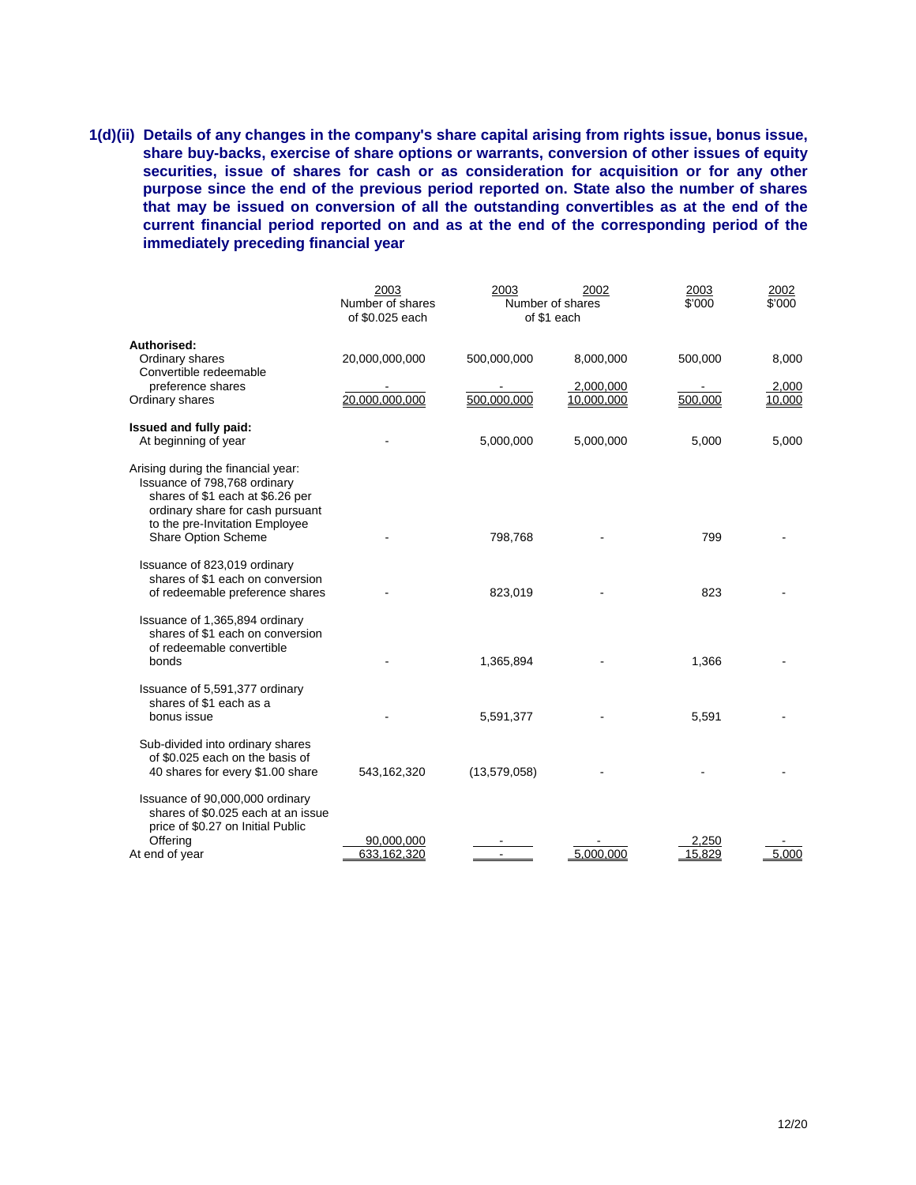**1(d)(ii) Details of any changes in the company's share capital arising from rights issue, bonus issue, share buy-backs, exercise of share options or warrants, conversion of other issues of equity securities, issue of shares for cash or as consideration for acquisition or for any other purpose since the end of the previous period reported on. State also the number of shares that may be issued on conversion of all the outstanding convertibles as at the end of the current financial period reported on and as at the end of the corresponding period of the immediately preceding financial year**

| | 2003<br>Number of shares<br>of $0.025 each | 2003<br>Number of shares<br>of $1 each | 2002<br><br> | 2003<br>$'000 | 2002<br>$'000 |
|---|---|---|---|---|---|
| **Authorised:** | | | | | |
| Ordinary shares | 20,000,000,000 | 500,000,000 | 8,000,000 | 500,000 | 8,000 |
| Convertible redeemable preference shares | - | - | 2,000,000 | - | 2,000 |
| Ordinary shares | 20,000,000,000 | 500,000,000 | 10,000,000 | 500,000 | 10,000 |
| **Issued and fully paid:** | | | | | |
| At beginning of year | - | 5,000,000 | 5,000,000 | 5,000 | 5,000 |
| Arising during the financial year: | | | | | |
| Issuance of 798,768 ordinary shares of $1 each at $6.26 per ordinary share for cash pursuant to the pre-Invitation Employee Share Option Scheme | - | 798,768 | - | 799 | - |
| Issuance of 823,019 ordinary shares of $1 each on conversion of redeemable preference shares | - | 823,019 | - | 823 | - |
| Issuance of 1,365,894 ordinary shares of $1 each on conversion of redeemable convertible bonds | - | 1,365,894 | - | 1,366 | - |
| Issuance of 5,591,377 ordinary shares of $1 each as a bonus issue | - | 5,591,377 | - | 5,591 | - |
| Sub-divided into ordinary shares of $0.025 each on the basis of 40 shares for every $1.00 share | 543,162,320 | (13,579,058) | - | - | - |
| Issuance of 90,000,000 ordinary shares of $0.025 each at an issue price of $0.27 on Initial Public Offering | 90,000,000 | - | - | 2,250 | - |
| At end of year | 633,162,320 | - | 5,000,000 | 15,829 | 5,000 |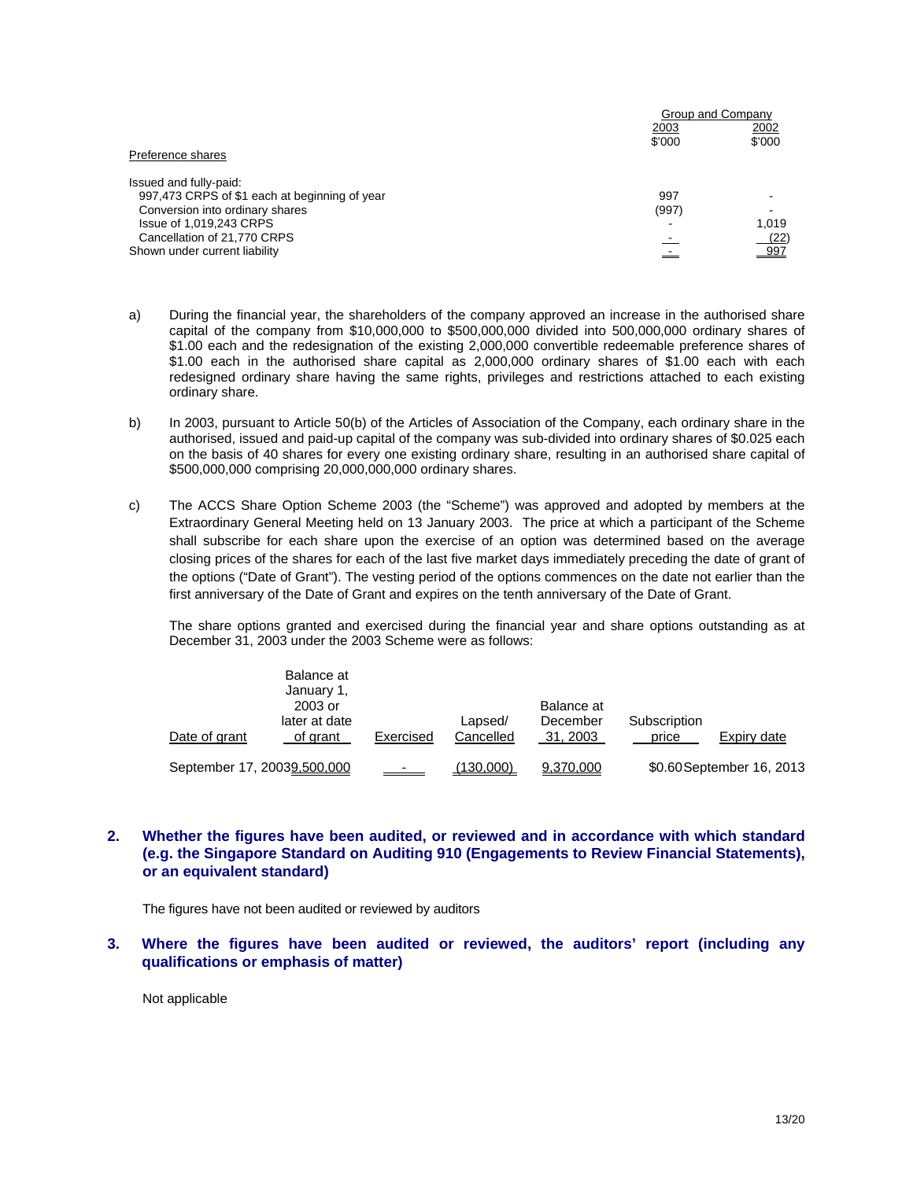| | Group and Company | |
|---|---|---|
| | 2003 | 2002 |
| | $'000 | $'000 |
| Preference shares | | |
| Issued and fully-paid: | | |
| 997,473 CRPS of $1 each at beginning of year | 997 | - |
| Conversion into ordinary shares | (997) | - |
| Issue of 1,019,243 CRPS | - | 1,019 |
| Cancellation of 21,770 CRPS | - | (22) |
| Shown under current liability | - | 997 |

a) During the financial year, the shareholders of the company approved an increase in the authorised share capital of the company from $10,000,000 to $500,000,000 divided into 500,000,000 ordinary shares of $1.00 each and the redesignation of the existing 2,000,000 convertible redeemable preference shares of $1.00 each in the authorised share capital as 2,000,000 ordinary shares of $1.00 each with each redesigned ordinary share having the same rights, privileges and restrictions attached to each existing ordinary share.

b) In 2003, pursuant to Article 50(b) of the Articles of Association of the Company, each ordinary share in the authorised, issued and paid-up capital of the company was sub-divided into ordinary shares of $0.025 each on the basis of 40 shares for every one existing ordinary share, resulting in an authorised share capital of $500,000,000 comprising 20,000,000,000 ordinary shares.

c) The ACCS Share Option Scheme 2003 (the "Scheme") was approved and adopted by members at the Extraordinary General Meeting held on 13 January 2003. The price at which a participant of the Scheme shall subscribe for each share upon the exercise of an option was determined based on the average closing prices of the shares for each of the last five market days immediately preceding the date of grant of the options ("Date of Grant"). The vesting period of the options commences on the date not earlier than the first anniversary of the Date of Grant and expires on the tenth anniversary of the Date of Grant.

The share options granted and exercised during the financial year and share options outstanding as at December 31, 2003 under the 2003 Scheme were as follows:

| Date of grant | Balance at January 1, 2003 or later at date of grant | Exercised | Lapsed/ Cancelled | Balance at December 31, 2003 | Subscription price | Expiry date |
|---|---|---|---|---|---|---|
| September 17, 2003 | 9,500,000 | - | (130,000) | 9,370,000 | $0.60 | September 16, 2013 |

## 2. Whether the figures have been audited, or reviewed and in accordance with which standard (e.g. the Singapore Standard on Auditing 910 (Engagements to Review Financial Statements), or an equivalent standard)

The figures have not been audited or reviewed by auditors

## 3. Where the figures have been audited or reviewed, the auditors' report (including any qualifications or emphasis of matter)

Not applicable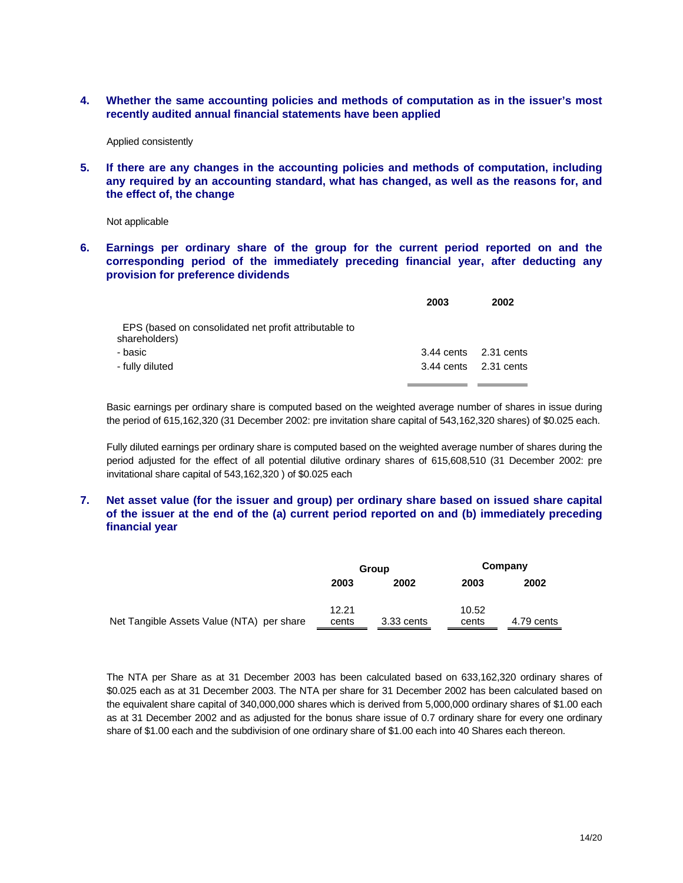### 4. Whether the same accounting policies and methods of computation as in the issuer's most recently audited annual financial statements have been applied

Applied consistently

### 5. If there are any changes in the accounting policies and methods of computation, including any required by an accounting standard, what has changed, as well as the reasons for, and the effect of, the change

Not applicable

### 6. Earnings per ordinary share of the group for the current period reported on and the corresponding period of the immediately preceding financial year, after deducting any provision for preference dividends

| | 2003 | 2002 |
|---|---|---|
| EPS (based on consolidated net profit attributable to shareholders) | | |
| - basic | 3.44 cents | 2.31 cents |
| - fully diluted | 3.44 cents | 2.31 cents |

Basic earnings per ordinary share is computed based on the weighted average number of shares in issue during the period of 615,162,320 (31 December 2002: pre invitation share capital of 543,162,320 shares) of $0.025 each.

Fully diluted earnings per ordinary share is computed based on the weighted average number of shares during the period adjusted for the effect of all potential dilutive ordinary shares of 615,608,510 (31 December 2002: pre invitational share capital of 543,162,320 ) of $0.025 each

### 7. Net asset value (for the issuer and group) per ordinary share based on issued share capital of the issuer at the end of the (a) current period reported on and (b) immediately preceding financial year

| | Group | | Company | |
|---|---|---|---|---|
| | 2003 | 2002 | 2003 | 2002 |
| Net Tangible Assets Value (NTA) per share | 12.21 cents | 3.33 cents | 10.52 cents | 4.79 cents |

The NTA per Share as at 31 December 2003 has been calculated based on 633,162,320 ordinary shares of $0.025 each as at 31 December 2003. The NTA per share for 31 December 2002 has been calculated based on the equivalent share capital of 340,000,000 shares which is derived from 5,000,000 ordinary shares of $1.00 each as at 31 December 2002 and as adjusted for the bonus share issue of 0.7 ordinary share for every one ordinary share of $1.00 each and the subdivision of one ordinary share of $1.00 each into 40 Shares each thereon.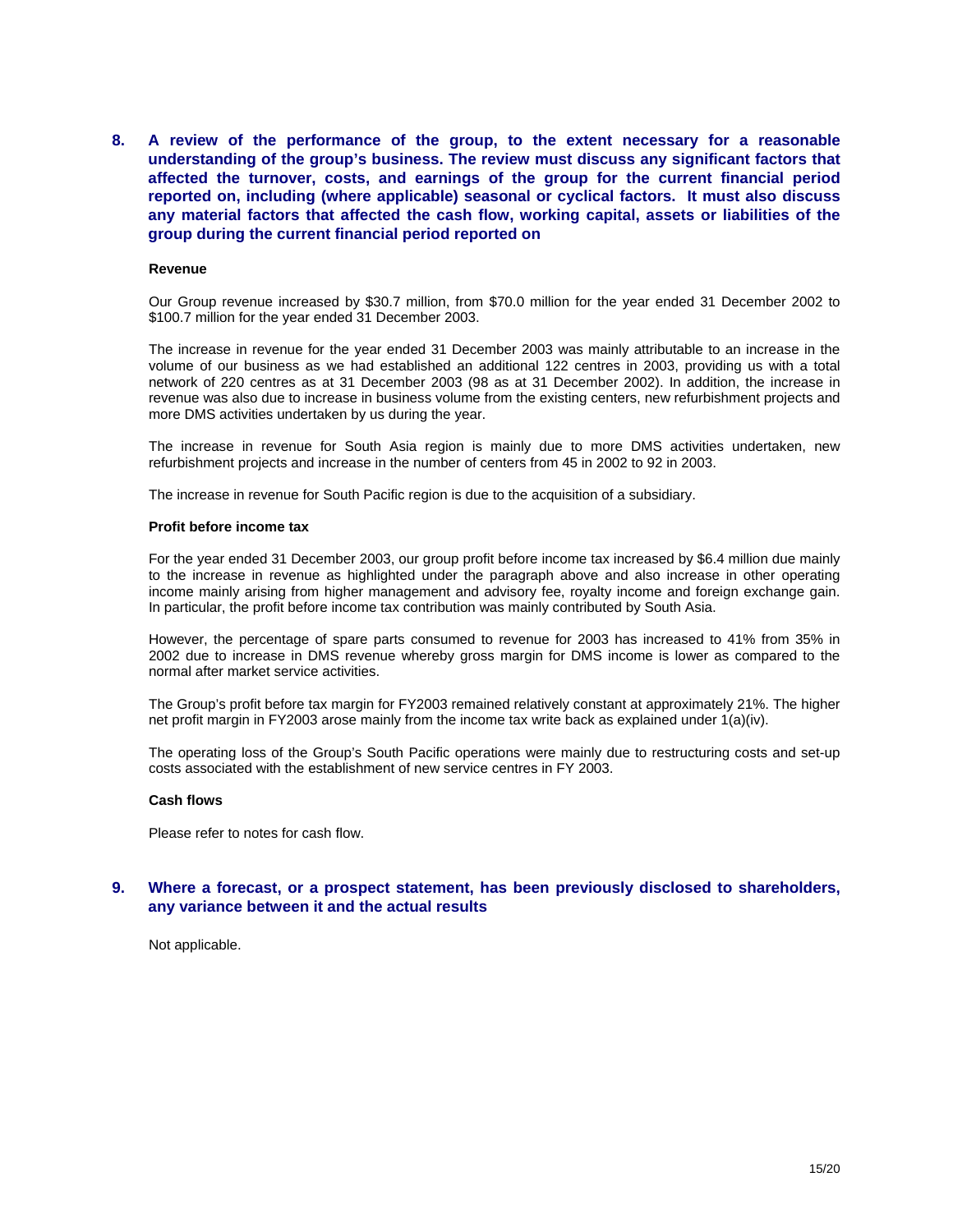## 8. A review of the performance of the group, to the extent necessary for a reasonable understanding of the group's business. The review must discuss any significant factors that affected the turnover, costs, and earnings of the group for the current financial period reported on, including (where applicable) seasonal or cyclical factors. It must also discuss any material factors that affected the cash flow, working capital, assets or liabilities of the group during the current financial period reported on

**Revenue**

Our Group revenue increased by $30.7 million, from $70.0 million for the year ended 31 December 2002 to $100.7 million for the year ended 31 December 2003.

The increase in revenue for the year ended 31 December 2003 was mainly attributable to an increase in the volume of our business as we had established an additional 122 centres in 2003, providing us with a total network of 220 centres as at 31 December 2003 (98 as at 31 December 2002). In addition, the increase in revenue was also due to increase in business volume from the existing centers, new refurbishment projects and more DMS activities undertaken by us during the year.

The increase in revenue for South Asia region is mainly due to more DMS activities undertaken, new refurbishment projects and increase in the number of centers from 45 in 2002 to 92 in 2003.

The increase in revenue for South Pacific region is due to the acquisition of a subsidiary.

**Profit before income tax**

For the year ended 31 December 2003, our group profit before income tax increased by $6.4 million due mainly to the increase in revenue as highlighted under the paragraph above and also increase in other operating income mainly arising from higher management and advisory fee, royalty income and foreign exchange gain. In particular, the profit before income tax contribution was mainly contributed by South Asia.

However, the percentage of spare parts consumed to revenue for 2003 has increased to 41% from 35% in 2002 due to increase in DMS revenue whereby gross margin for DMS income is lower as compared to the normal after market service activities.

The Group's profit before tax margin for FY2003 remained relatively constant at approximately 21%. The higher net profit margin in FY2003 arose mainly from the income tax write back as explained under 1(a)(iv).

The operating loss of the Group's South Pacific operations were mainly due to restructuring costs and set-up costs associated with the establishment of new service centres in FY 2003.

**Cash flows**

Please refer to notes for cash flow.

## 9. Where a forecast, or a prospect statement, has been previously disclosed to shareholders, any variance between it and the actual results

Not applicable.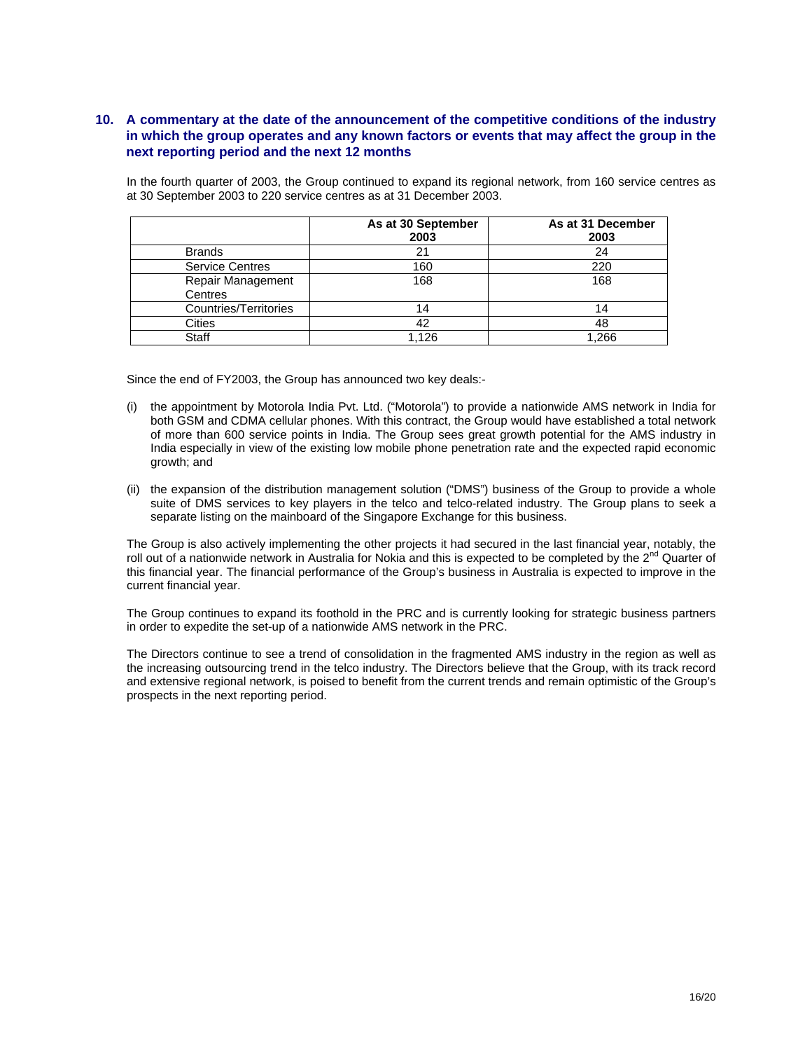## 10. A commentary at the date of the announcement of the competitive conditions of the industry in which the group operates and any known factors or events that may affect the group in the next reporting period and the next 12 months

In the fourth quarter of 2003, the Group continued to expand its regional network, from 160 service centres as at 30 September 2003 to 220 service centres as at 31 December 2003.

| | As at 30 September 2003 | As at 31 December 2003 |
|---|---|---|
| Brands | 21 | 24 |
| Service Centres | 160 | 220 |
| Repair Management Centres | 168 | 168 |
| Countries/Territories | 14 | 14 |
| Cities | 42 | 48 |
| Staff | 1,126 | 1,266 |

Since the end of FY2003, the Group has announced two key deals:-

(i) the appointment by Motorola India Pvt. Ltd. ("Motorola") to provide a nationwide AMS network in India for both GSM and CDMA cellular phones. With this contract, the Group would have established a total network of more than 600 service points in India. The Group sees great growth potential for the AMS industry in India especially in view of the existing low mobile phone penetration rate and the expected rapid economic growth; and

(ii) the expansion of the distribution management solution ("DMS") business of the Group to provide a whole suite of DMS services to key players in the telco and telco-related industry. The Group plans to seek a separate listing on the mainboard of the Singapore Exchange for this business.

The Group is also actively implementing the other projects it had secured in the last financial year, notably, the roll out of a nationwide network in Australia for Nokia and this is expected to be completed by the 2nd Quarter of this financial year. The financial performance of the Group's business in Australia is expected to improve in the current financial year.

The Group continues to expand its foothold in the PRC and is currently looking for strategic business partners in order to expedite the set-up of a nationwide AMS network in the PRC.

The Directors continue to see a trend of consolidation in the fragmented AMS industry in the region as well as the increasing outsourcing trend in the telco industry. The Directors believe that the Group, with its track record and extensive regional network, is poised to benefit from the current trends and remain optimistic of the Group's prospects in the next reporting period.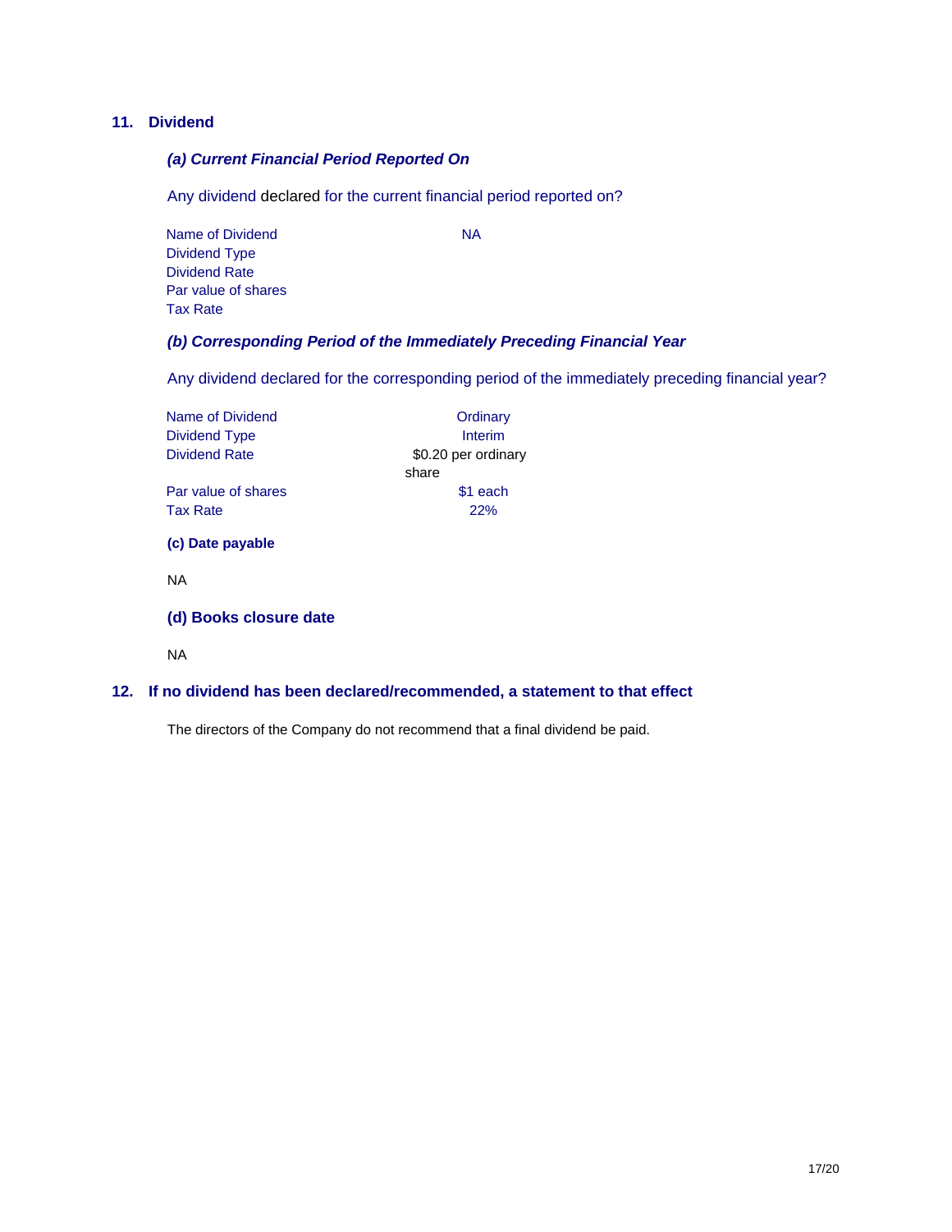## 11. Dividend

### *(a) Current Financial Period Reported On*

Any dividend declared for the current financial period reported on?

| | |
|---|---|
| Name of Dividend | NA |
| Dividend Type | |
| Dividend Rate | |
| Par value of shares | |
| Tax Rate | |

### *(b) Corresponding Period of the Immediately Preceding Financial Year*

Any dividend declared for the corresponding period of the immediately preceding financial year?

| | |
|---|---|
| Name of Dividend | Ordinary |
| Dividend Type | Interim |
| Dividend Rate | $0.20 per ordinary share |
| Par value of shares | $1 each |
| Tax Rate | 22% |

**(c) Date payable**

NA

### (d) Books closure date

NA

## 12. If no dividend has been declared/recommended, a statement to that effect

The directors of the Company do not recommend that a final dividend be paid.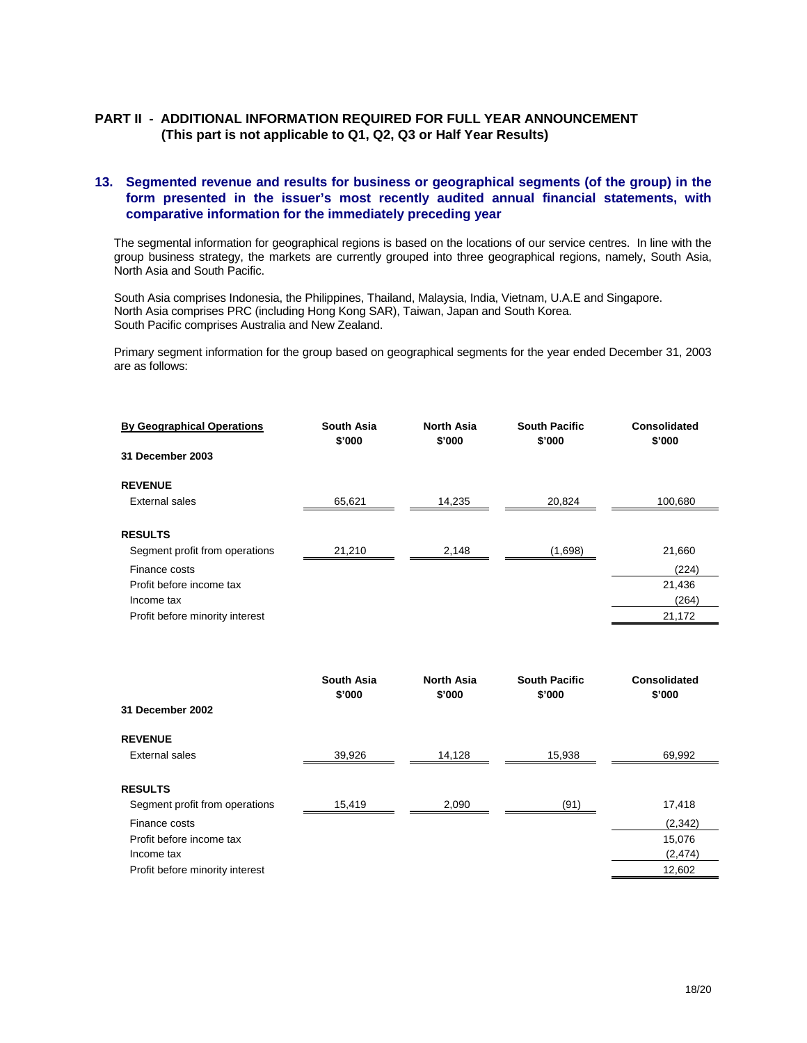## PART II - ADDITIONAL INFORMATION REQUIRED FOR FULL YEAR ANNOUNCEMENT (This part is not applicable to Q1, Q2, Q3 or Half Year Results)

### 13. Segmented revenue and results for business or geographical segments (of the group) in the form presented in the issuer's most recently audited annual financial statements, with comparative information for the immediately preceding year

The segmental information for geographical regions is based on the locations of our service centres. In line with the group business strategy, the markets are currently grouped into three geographical regions, namely, South Asia, North Asia and South Pacific.

South Asia comprises Indonesia, the Philippines, Thailand, Malaysia, India, Vietnam, U.A.E and Singapore.
North Asia comprises PRC (including Hong Kong SAR), Taiwan, Japan and South Korea.
South Pacific comprises Australia and New Zealand.

Primary segment information for the group based on geographical segments for the year ended December 31, 2003 are as follows:

| **By Geographical Operations** | **South Asia $'000** | **North Asia $'000** | **South Pacific $'000** | **Consolidated $'000** |
|---|---|---|---|---|
| **31 December 2003** | | | | |
| **REVENUE** | | | | |
| External sales | 65,621 | 14,235 | 20,824 | 100,680 |
| **RESULTS** | | | | |
| Segment profit from operations | 21,210 | 2,148 | (1,698) | 21,660 |
| Finance costs | | | | (224) |
| Profit before income tax | | | | 21,436 |
| Income tax | | | | (264) |
| Profit before minority interest | | | | 21,172 |

| | **South Asia $'000** | **North Asia $'000** | **South Pacific $'000** | **Consolidated $'000** |
|---|---|---|---|---|
| **31 December 2002** | | | | |
| **REVENUE** | | | | |
| External sales | 39,926 | 14,128 | 15,938 | 69,992 |
| **RESULTS** | | | | |
| Segment profit from operations | 15,419 | 2,090 | (91) | 17,418 |
| Finance costs | | | | (2,342) |
| Profit before income tax | | | | 15,076 |
| Income tax | | | | (2,474) |
| Profit before minority interest | | | | 12,602 |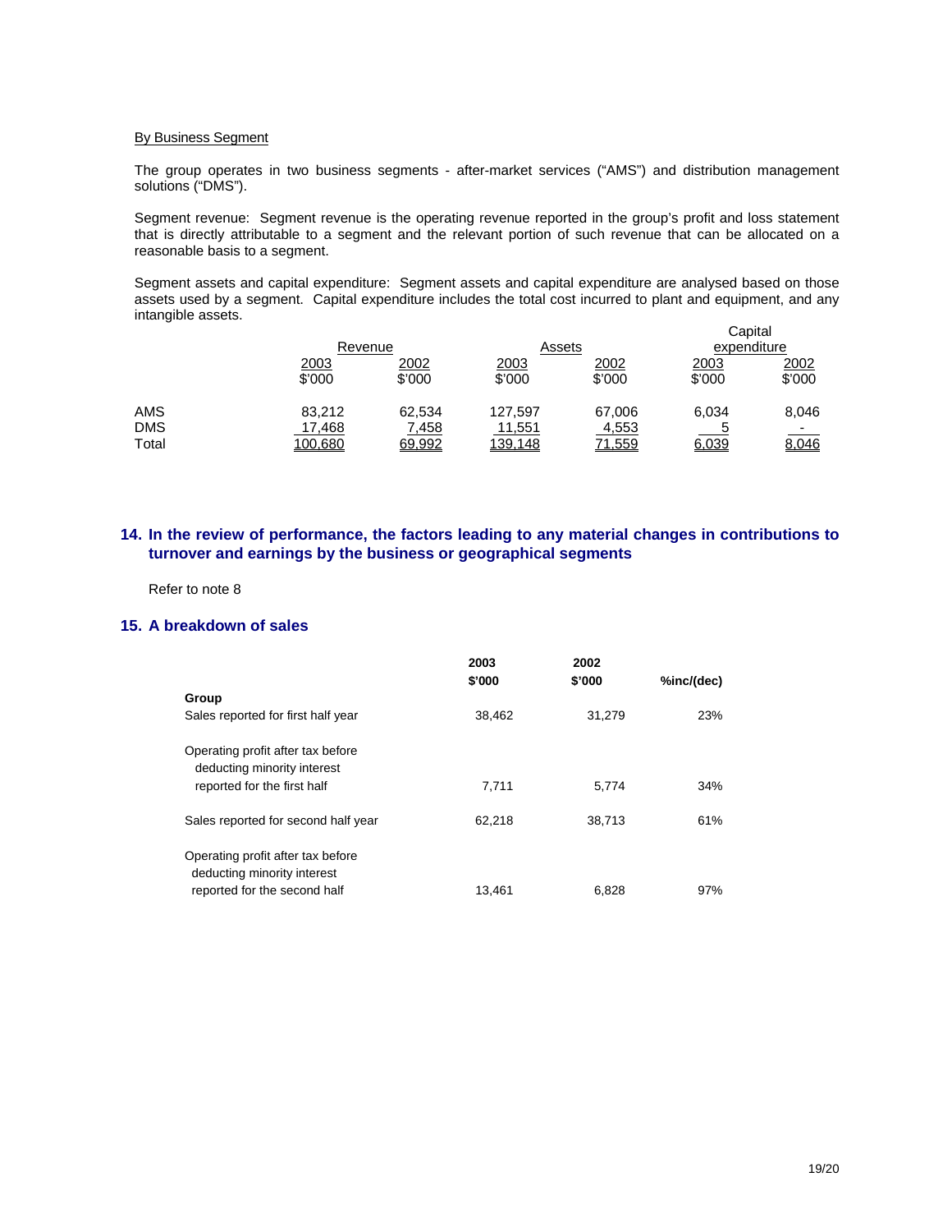By Business Segment

The group operates in two business segments - after-market services ("AMS") and distribution management solutions ("DMS").

Segment revenue: Segment revenue is the operating revenue reported in the group's profit and loss statement that is directly attributable to a segment and the relevant portion of such revenue that can be allocated on a reasonable basis to a segment.

Segment assets and capital expenditure: Segment assets and capital expenditure are analysed based on those assets used by a segment. Capital expenditure includes the total cost incurred to plant and equipment, and any intangible assets.

| | Revenue | | Assets | | Capital expenditure | |
|---|---|---|---|---|---|---|
| | 2003 | 2002 | 2003 | 2002 | 2003 | 2002 |
| | $'000 | $'000 | $'000 | $'000 | $'000 | $'000 |
| AMS | 83,212 | 62,534 | 127,597 | 67,006 | 6,034 | 8,046 |
| DMS | 17,468 | 7,458 | 11,551 | 4,553 | 5 | - |
| Total | 100,680 | 69,992 | 139,148 | 71,559 | 6,039 | 8,046 |

## 14. In the review of performance, the factors leading to any material changes in contributions to turnover and earnings by the business or geographical segments

Refer to note 8

## 15. A breakdown of sales

| | 2003 | 2002 | |
|---|---|---|---|
| | $'000 | $'000 | %inc/(dec) |
| **Group** | | | |
| Sales reported for first half year | 38,462 | 31,279 | 23% |
| Operating profit after tax before deducting minority interest reported for the first half | 7,711 | 5,774 | 34% |
| Sales reported for second half year | 62,218 | 38,713 | 61% |
| Operating profit after tax before deducting minority interest reported for the second half | 13,461 | 6,828 | 97% |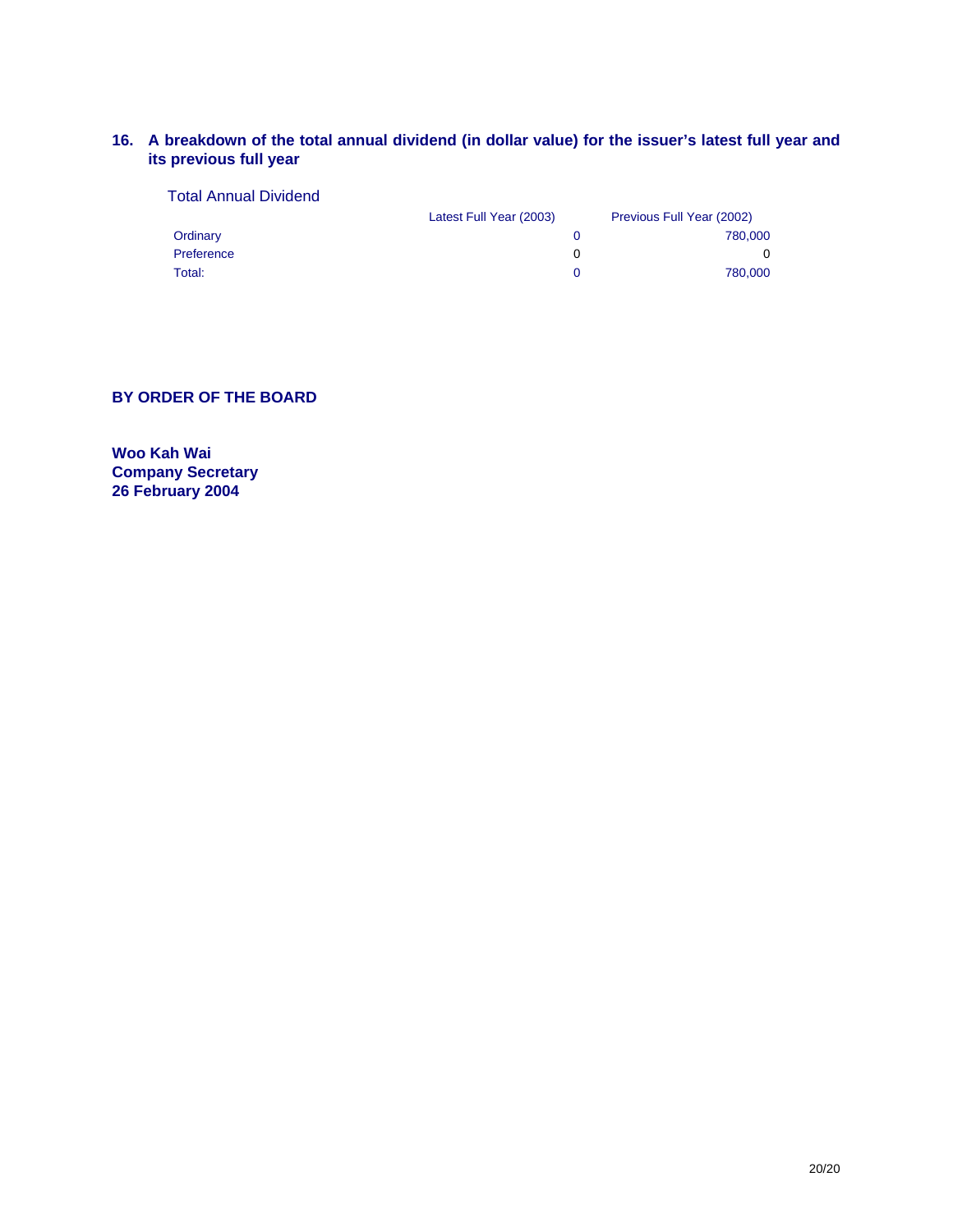### 16. A breakdown of the total annual dividend (in dollar value) for the issuer's latest full year and its previous full year

Total Annual Dividend

| | Latest Full Year (2003) | Previous Full Year (2002) |
|---|---|---|
| Ordinary | 0 | 780,000 |
| Preference | 0 | 0 |
| Total: | 0 | 780,000 |

**BY ORDER OF THE BOARD**

**Woo Kah Wai**
**Company Secretary**
**26 February 2004**